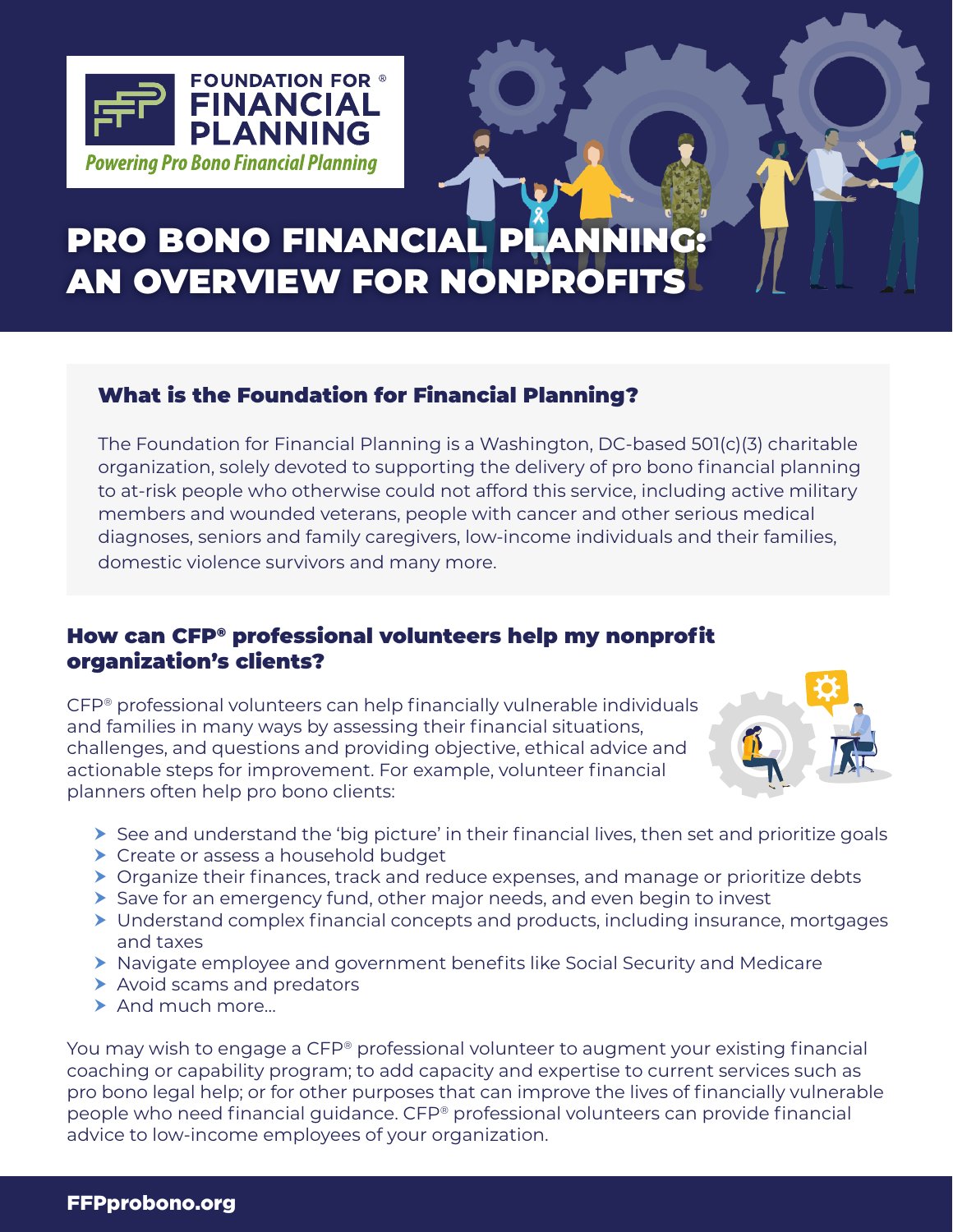FOUNDATION FOR® FINANCIAL PLANNING

*Powering Pro Bono Financial Planning*

# PRO BONO FINANCIAL PLANNING: AN OVERVIEW FOR NONPROFITS

## What is the Foundation for Financial Planning?

The Foundation for Financial Planning is a Washington, DC-based 501(c)(3) charitable organization, solely devoted to supporting the delivery of pro bono financial planning to at-risk people who otherwise could not afford this service, including active military members and wounded veterans, people with cancer and other serious medical diagnoses, seniors and family caregivers, low-income individuals and their families, domestic violence survivors and many more.

## How can CFP® professional volunteers help my nonprofit organization's clients?

CFP® professional volunteers can help financially vulnerable individuals and families in many ways by assessing their financial situations, challenges, and questions and providing objective, ethical advice and actionable steps for improvement. For example, volunteer financial planners often help pro bono clients:

- See and understand the 'big picture' in their financial lives, then set and prioritize goals
- Create or assess a household budget
- Organize their finances, track and reduce expenses, and manage or prioritize debts
- Save for an emergency fund, other major needs, and even begin to invest
- Understand complex financial concepts and products, including insurance, mortgages and taxes
- Navigate employee and government benefits like Social Security and Medicare
- Avoid scams and predators
- And much more...

You may wish to engage a CFP® professional volunteer to augment your existing financial coaching or capability program; to add capacity and expertise to current services such as pro bono legal help; or for other purposes that can improve the lives of financially vulnerable people who need financial guidance. CFP® professional volunteers can provide financial advice to low-income employees of your organization.

**FFPprobono.org**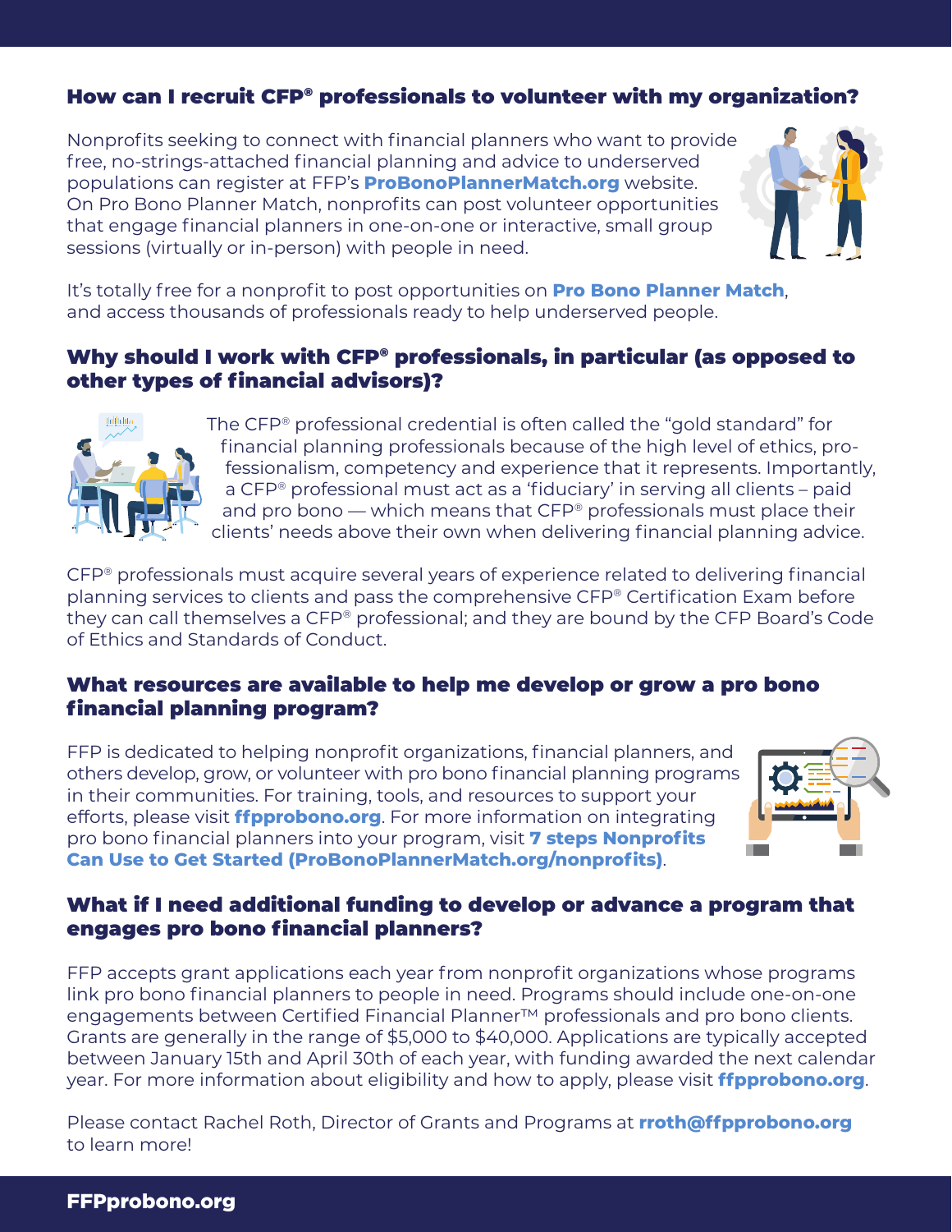## How can I recruit CFP® professionals to volunteer with my organization?

Nonprofits seeking to connect with financial planners who want to provide free, no-strings-attached financial planning and advice to underserved populations can register at FFP's **ProBonoPlannerMatch.org** website. On Pro Bono Planner Match, nonprofits can post volunteer opportunities that engage financial planners in one-on-one or interactive, small group sessions (virtually or in-person) with people in need.

It's totally free for a nonprofit to post opportunities on **Pro Bono Planner Match**, and access thousands of professionals ready to help underserved people.

## Why should I work with CFP® professionals, in particular (as opposed to other types of financial advisors)?

The CFP® professional credential is often called the "gold standard" for financial planning professionals because of the high level of ethics, professionalism, competency and experience that it represents. Importantly, a CFP® professional must act as a 'fiduciary' in serving all clients – paid and pro bono — which means that CFP® professionals must place their clients' needs above their own when delivering financial planning advice.

CFP® professionals must acquire several years of experience related to delivering financial planning services to clients and pass the comprehensive CFP® Certification Exam before they can call themselves a CFP® professional; and they are bound by the CFP Board's Code of Ethics and Standards of Conduct.

## What resources are available to help me develop or grow a pro bono financial planning program?

FFP is dedicated to helping nonprofit organizations, financial planners, and others develop, grow, or volunteer with pro bono financial planning programs in their communities. For training, tools, and resources to support your efforts, please visit **ffpprobono.org**. For more information on integrating pro bono financial planners into your program, visit **7 steps Nonprofits Can Use to Get Started (ProBonoPlannerMatch.org/nonprofits)**.

## What if I need additional funding to develop or advance a program that engages pro bono financial planners?

FFP accepts grant applications each year from nonprofit organizations whose programs link pro bono financial planners to people in need. Programs should include one-on-one engagements between Certified Financial Planner™ professionals and pro bono clients. Grants are generally in the range of $5,000 to $40,000. Applications are typically accepted between January 15th and April 30th of each year, with funding awarded the next calendar year. For more information about eligibility and how to apply, please visit **ffpprobono.org**.

Please contact Rachel Roth, Director of Grants and Programs at **rroth@ffpprobono.org** to learn more!

**FFPprobono.org**